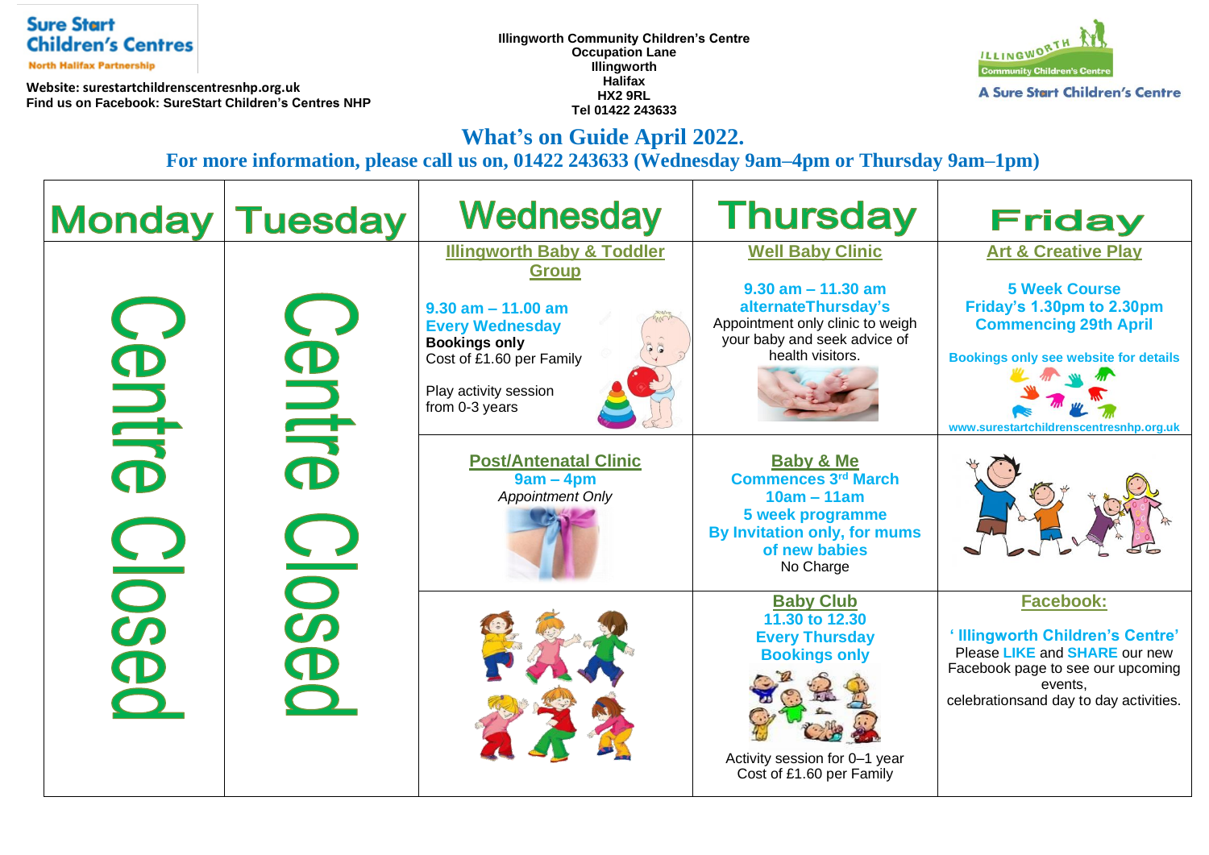**Sure Start Children's Centres**
North Halifax Partnership

Website: surestartchildrenscentresnhp.org.uk
Find us on Facebook: SureStart Children's Centres NHP

**Illingworth Community Children's Centre**
**Occupation Lane**
**Illingworth**
**Halifax**
**HX2 9RL**
**Tel 01422 243633**

ILLINGWORTH Community Children's Centre
A Sure Start Children's Centre

# What's on Guide April 2022.

## For more information, please call us on, 01422 243633 (Wednesday 9am–4pm or Thursday 9am–1pm)

| Monday | Tuesday | Wednesday | Thursday | Friday |
|---|---|---|---|---|
| Centre Closed | Centre Closed | **Illingworth Baby & Toddler Group**<br>**9.30 am – 11.00 am**<br>**Every Wednesday**<br>**Bookings only**<br>Cost of £1.60 per Family<br>Play activity session from 0-3 years | **Well Baby Clinic**<br>**9.30 am – 11.30 am**<br>**alternateThursday's**<br>Appointment only clinic to weigh your baby and seek advice of health visitors. | **Art & Creative Play**<br>**5 Week Course**<br>**Friday's 1.30pm to 2.30pm**<br>**Commencing 29th April**<br>**Bookings only see website for details**<br>**www.surestartchildrenscentresnhp.org.uk** |
| | | **Post/Antenatal Clinic**<br>**9am – 4pm**<br>*Appointment Only* | **Baby & Me**<br>**Commences 3rd March**<br>**10am – 11am**<br>**5 week programme**<br>**By Invitation only, for mums of new babies**<br>No Charge | |
| | | | **Baby Club**<br>**11.30 to 12.30**<br>**Every Thursday**<br>**Bookings only**<br>Activity session for 0–1 year<br>Cost of £1.60 per Family | **Facebook:**<br>**' Illingworth Children's Centre'**<br>Please **LIKE** and **SHARE** our new Facebook page to see our upcoming events, celebrationsand day to day activities. |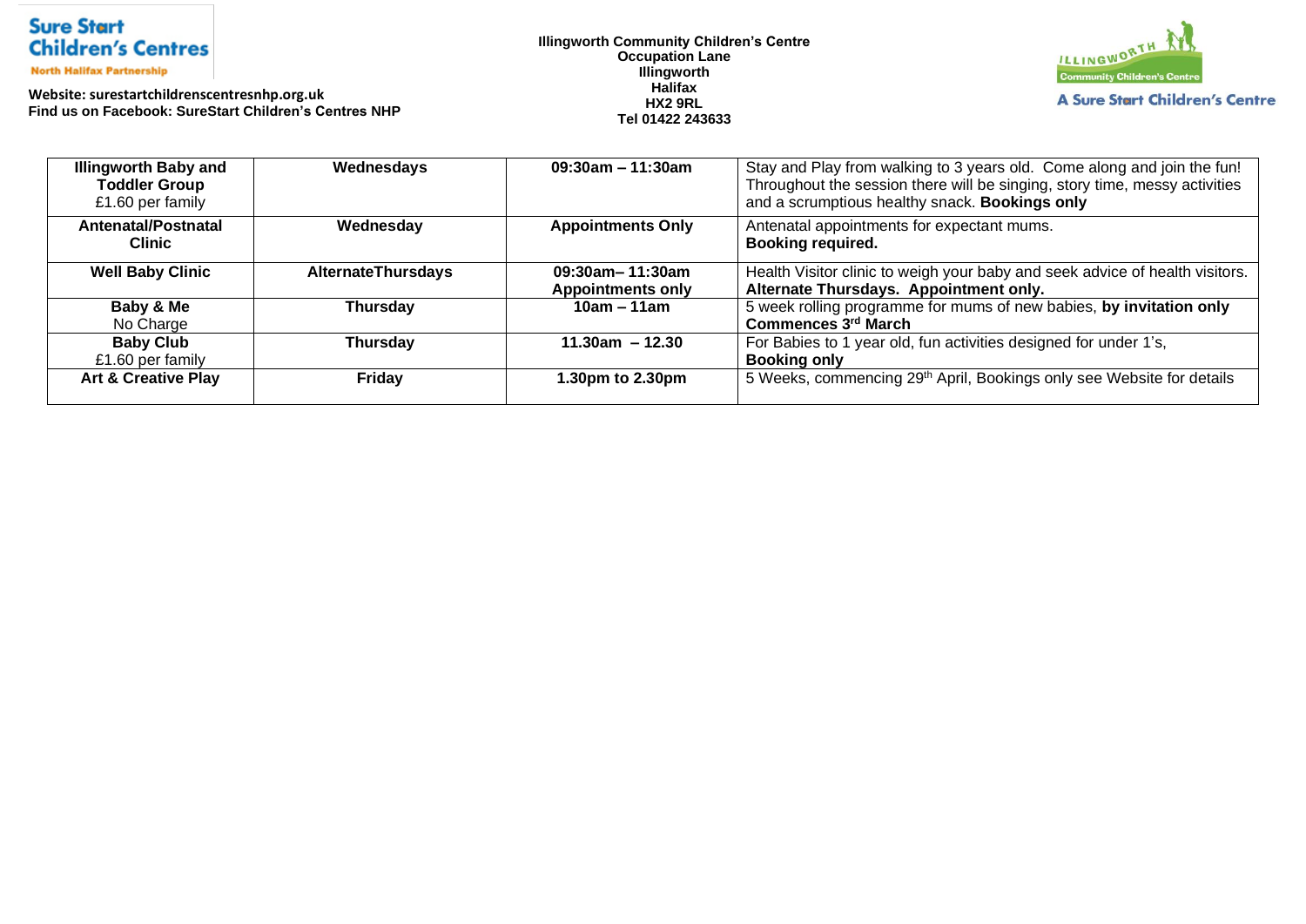**Sure Start Children's Centres**
**North Halifax Partnership**

**Website: surestartchildrenscentresnhp.org.uk**
**Find us on Facebook: SureStart Children's Centres NHP**

**Illingworth Community Children's Centre**
**Occupation Lane**
**Illingworth**
**Halifax**
**HX2 9RL**
**Tel 01422 243633**

ILLINGWORTH Community Children's Centre
A Sure Start Children's Centre

| | | | |
|---|---|---|---|
| **Illingworth Baby and Toddler Group** £1.60 per family | **Wednesdays** | **09:30am – 11:30am** | Stay and Play from walking to 3 years old. Come along and join the fun! Throughout the session there will be singing, story time, messy activities and a scrumptious healthy snack. **Bookings only** |
| **Antenatal/Postnatal Clinic** | **Wednesday** | **Appointments Only** | Antenatal appointments for expectant mums. **Booking required.** |
| **Well Baby Clinic** | **AlternateThursdays** | **09:30am– 11:30am Appointments only** | Health Visitor clinic to weigh your baby and seek advice of health visitors. **Alternate Thursdays. Appointment only.** |
| **Baby & Me** No Charge | **Thursday** | **10am – 11am** | 5 week rolling programme for mums of new babies, **by invitation only Commences 3rd March** |
| **Baby Club** £1.60 per family | **Thursday** | **11.30am – 12.30** | For Babies to 1 year old, fun activities designed for under 1's, **Booking only** |
| **Art & Creative Play** | **Friday** | **1.30pm to 2.30pm** | 5 Weeks, commencing 29th April, Bookings only see Website for details |